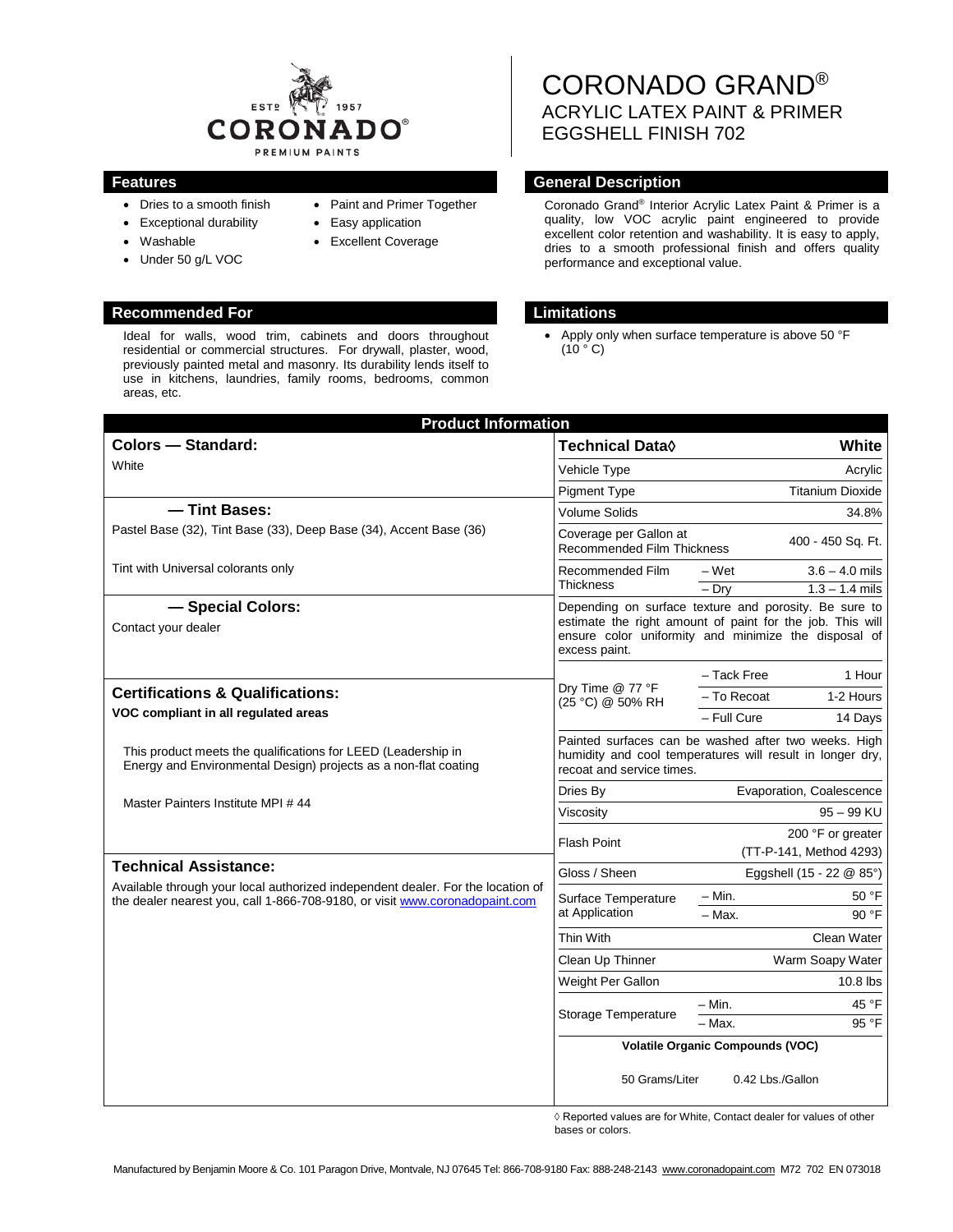ESTᴰ 1957
CORONADO®
PREMIUM PAINTS

# CORONADO GRAND®
## ACRYLIC LATEX PAINT & PRIMER
## EGGSHELL FINISH 702

## Features

- Dries to a smooth finish
- Exceptional durability
- Washable
- Under 50 g/L VOC
- Paint and Primer Together
- Easy application
- Excellent Coverage

## General Description

Coronado Grand® Interior Acrylic Latex Paint & Primer is a quality, low VOC acrylic paint engineered to provide excellent color retention and washability. It is easy to apply, dries to a smooth professional finish and offers quality performance and exceptional value.

## Recommended For

Ideal for walls, wood trim, cabinets and doors throughout residential or commercial structures. For drywall, plaster, wood, previously painted metal and masonry. Its durability lends itself to use in kitchens, laundries, family rooms, bedrooms, common areas, etc.

## Limitations

- Apply only when surface temperature is above 50 °F (10 ° C)

## Product Information

### Colors — Standard:

White

### — Tint Bases:

Pastel Base (32), Tint Base (33), Deep Base (34), Accent Base (36)

Tint with Universal colorants only

### — Special Colors:

Contact your dealer

### Certifications & Qualifications:

**VOC compliant in all regulated areas**

This product meets the qualifications for LEED (Leadership in Energy and Environmental Design) projects as a non-flat coating

Master Painters Institute MPI # 44

### Technical Assistance:

Available through your local authorized independent dealer. For the location of the dealer nearest you, call 1-866-708-9180, or visit www.coronadopaint.com

| Technical Data◊ | | White |
|---|---|---|
| Vehicle Type | | Acrylic |
| Pigment Type | | Titanium Dioxide |
| Volume Solids | | 34.8% |
| Coverage per Gallon at Recommended Film Thickness | | 400 - 450 Sq. Ft. |
| Recommended Film Thickness | – Wet | 3.6 – 4.0 mils |
| | – Dry | 1.3 – 1.4 mils |
| Depending on surface texture and porosity. Be sure to estimate the right amount of paint for the job. This will ensure color uniformity and minimize the disposal of excess paint. | | |
| Dry Time @ 77 °F (25 °C) @ 50% RH | – Tack Free | 1 Hour |
| | – To Recoat | 1-2 Hours |
| | – Full Cure | 14 Days |
| Painted surfaces can be washed after two weeks. High humidity and cool temperatures will result in longer dry, recoat and service times. | | |
| Dries By | | Evaporation, Coalescence |
| Viscosity | | 95 – 99 KU |
| Flash Point | | 200 °F or greater (TT-P-141, Method 4293) |
| Gloss / Sheen | | Eggshell (15 - 22 @ 85°) |
| Surface Temperature at Application | – Min. | 50 °F |
| | – Max. | 90 °F |
| Thin With | | Clean Water |
| Clean Up Thinner | | Warm Soapy Water |
| Weight Per Gallon | | 10.8 lbs |
| Storage Temperature | – Min. | 45 °F |
| | – Max. | 95 °F |
| **Volatile Organic Compounds (VOC)** | | |
| 50 Grams/Liter | | 0.42 Lbs./Gallon |

◊ Reported values are for White, Contact dealer for values of other bases or colors.

Manufactured by Benjamin Moore & Co. 101 Paragon Drive, Montvale, NJ 07645 Tel: 866-708-9180 Fax: 888-248-2143 www.coronadopaint.com M72 702 EN 073018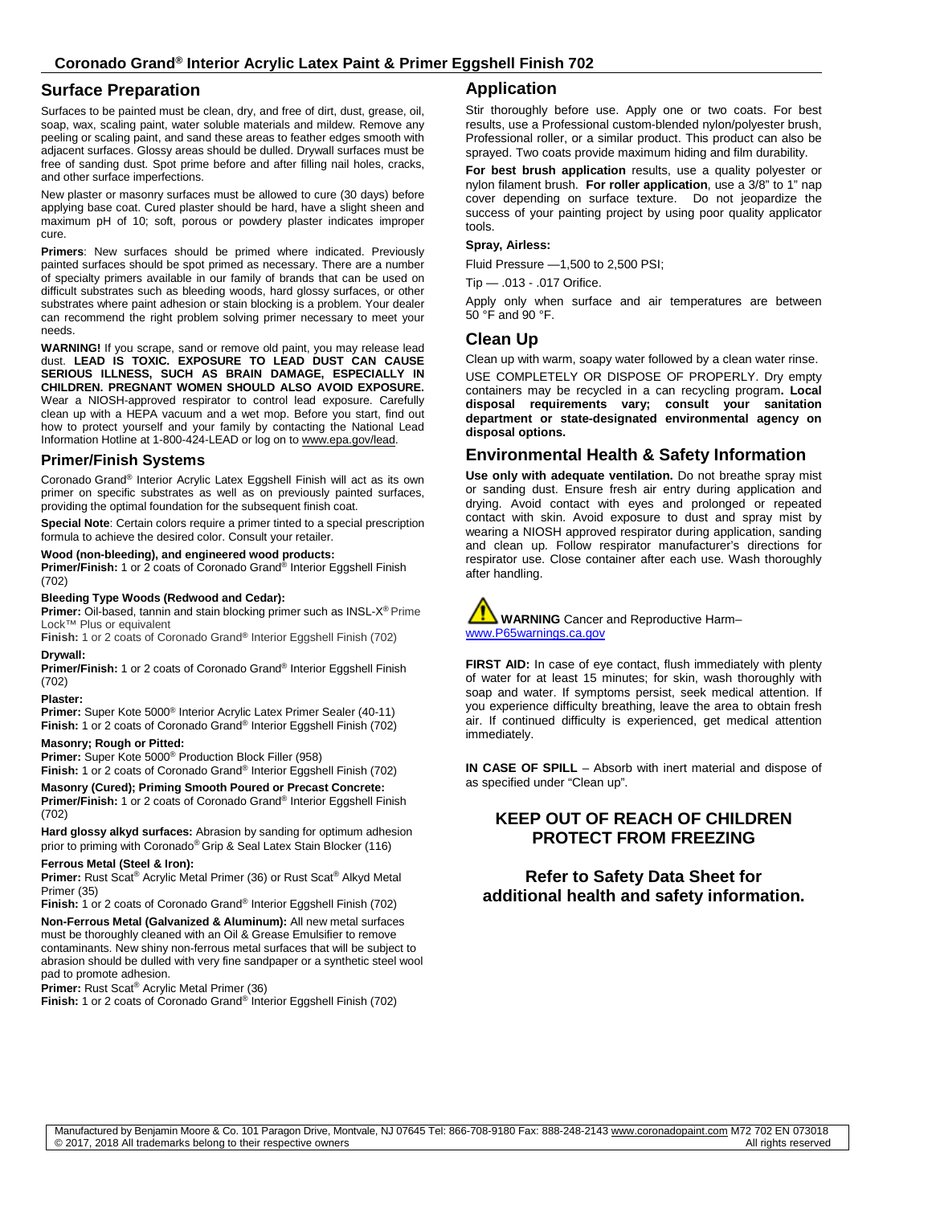## Coronado Grand® Interior Acrylic Latex Paint & Primer Eggshell Finish 702

## Surface Preparation

Surfaces to be painted must be clean, dry, and free of dirt, dust, grease, oil, soap, wax, scaling paint, water soluble materials and mildew. Remove any peeling or scaling paint, and sand these areas to feather edges smooth with adjacent surfaces. Glossy areas should be dulled. Drywall surfaces must be free of sanding dust. Spot prime before and after filling nail holes, cracks, and other surface imperfections.

New plaster or masonry surfaces must be allowed to cure (30 days) before applying base coat. Cured plaster should be hard, have a slight sheen and maximum pH of 10; soft, porous or powdery plaster indicates improper cure.

**Primers**: New surfaces should be primed where indicated. Previously painted surfaces should be spot primed as necessary. There are a number of specialty primers available in our family of brands that can be used on difficult substrates such as bleeding woods, hard glossy surfaces, or other substrates where paint adhesion or stain blocking is a problem. Your dealer can recommend the right problem solving primer necessary to meet your needs.

**WARNING!** If you scrape, sand or remove old paint, you may release lead dust. **LEAD IS TOXIC. EXPOSURE TO LEAD DUST CAN CAUSE SERIOUS ILLNESS, SUCH AS BRAIN DAMAGE, ESPECIALLY IN CHILDREN. PREGNANT WOMEN SHOULD ALSO AVOID EXPOSURE.** Wear a NIOSH-approved respirator to control lead exposure. Carefully clean up with a HEPA vacuum and a wet mop. Before you start, find out how to protect yourself and your family by contacting the National Lead Information Hotline at 1-800-424-LEAD or log on to www.epa.gov/lead.

## Primer/Finish Systems

Coronado Grand® Interior Acrylic Latex Eggshell Finish will act as its own primer on specific substrates as well as on previously painted surfaces, providing the optimal foundation for the subsequent finish coat.

**Special Note**: Certain colors require a primer tinted to a special prescription formula to achieve the desired color. Consult your retailer.

**Wood (non-bleeding), and engineered wood products:**
**Primer/Finish:** 1 or 2 coats of Coronado Grand® Interior Eggshell Finish (702)

**Bleeding Type Woods (Redwood and Cedar):**
**Primer:** Oil-based, tannin and stain blocking primer such as INSL-X® Prime Lock™ Plus or equivalent
**Finish:** 1 or 2 coats of Coronado Grand® Interior Eggshell Finish (702)

**Drywall:**
**Primer/Finish:** 1 or 2 coats of Coronado Grand® Interior Eggshell Finish (702)

**Plaster:**
**Primer:** Super Kote 5000® Interior Acrylic Latex Primer Sealer (40-11)
**Finish:** 1 or 2 coats of Coronado Grand® Interior Eggshell Finish (702)

**Masonry; Rough or Pitted:**
**Primer:** Super Kote 5000® Production Block Filler (958)
**Finish:** 1 or 2 coats of Coronado Grand® Interior Eggshell Finish (702)

**Masonry (Cured); Priming Smooth Poured or Precast Concrete:**
**Primer/Finish:** 1 or 2 coats of Coronado Grand® Interior Eggshell Finish (702)

**Hard glossy alkyd surfaces:** Abrasion by sanding for optimum adhesion prior to priming with Coronado® Grip & Seal Latex Stain Blocker (116)

**Ferrous Metal (Steel & Iron):**
**Primer:** Rust Scat® Acrylic Metal Primer (36) or Rust Scat® Alkyd Metal Primer (35)
**Finish:** 1 or 2 coats of Coronado Grand® Interior Eggshell Finish (702)

**Non-Ferrous Metal (Galvanized & Aluminum):** All new metal surfaces must be thoroughly cleaned with an Oil & Grease Emulsifier to remove contaminants. New shiny non-ferrous metal surfaces that will be subject to abrasion should be dulled with very fine sandpaper or a synthetic steel wool pad to promote adhesion.
**Primer:** Rust Scat® Acrylic Metal Primer (36)
**Finish:** 1 or 2 coats of Coronado Grand® Interior Eggshell Finish (702)

## Application

Stir thoroughly before use. Apply one or two coats. For best results, use a Professional custom-blended nylon/polyester brush, Professional roller, or a similar product. This product can also be sprayed. Two coats provide maximum hiding and film durability.

**For best brush application** results, use a quality polyester or nylon filament brush. **For roller application**, use a 3/8" to 1" nap cover depending on surface texture. Do not jeopardize the success of your painting project by using poor quality applicator tools.

**Spray, Airless:**

Fluid Pressure —1,500 to 2,500 PSI;

Tip — .013 - .017 Orifice.

Apply only when surface and air temperatures are between 50 °F and 90 °F.

## Clean Up

Clean up with warm, soapy water followed by a clean water rinse.

USE COMPLETELY OR DISPOSE OF PROPERLY. Dry empty containers may be recycled in a can recycling program**. Local disposal requirements vary; consult your sanitation department or state-designated environmental agency on disposal options.**

## Environmental Health & Safety Information

**Use only with adequate ventilation.** Do not breathe spray mist or sanding dust. Ensure fresh air entry during application and drying. Avoid contact with eyes and prolonged or repeated contact with skin. Avoid exposure to dust and spray mist by wearing a NIOSH approved respirator during application, sanding and clean up. Follow respirator manufacturer's directions for respirator use. Close container after each use. Wash thoroughly after handling.

**WARNING** Cancer and Reproductive Harm– www.P65warnings.ca.gov

**FIRST AID:** In case of eye contact, flush immediately with plenty of water for at least 15 minutes; for skin, wash thoroughly with soap and water. If symptoms persist, seek medical attention. If you experience difficulty breathing, leave the area to obtain fresh air. If continued difficulty is experienced, get medical attention immediately.

**IN CASE OF SPILL** – Absorb with inert material and dispose of as specified under "Clean up".

**KEEP OUT OF REACH OF CHILDREN**
**PROTECT FROM FREEZING**

**Refer to Safety Data Sheet for additional health and safety information.**

Manufactured by Benjamin Moore & Co. 101 Paragon Drive, Montvale, NJ 07645 Tel: 866-708-9180 Fax: 888-248-2143 www.coronadopaint.com M72 702 EN 073018
© 2017, 2018 All trademarks belong to their respective owners All rights reserved